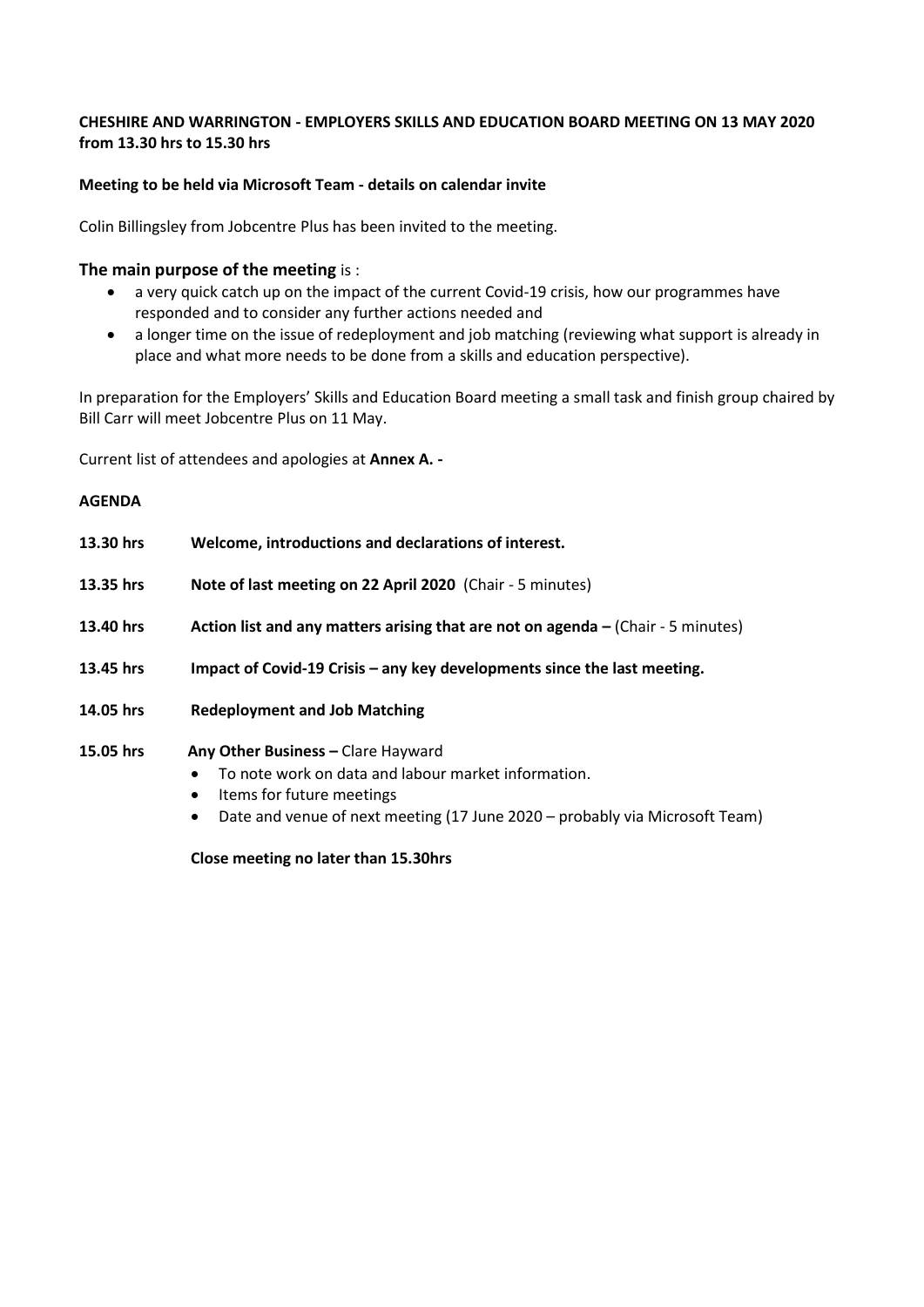**CHESHIRE AND WARRINGTON - EMPLOYERS SKILLS AND EDUCATION BOARD MEETING ON 13 MAY 2020 from 13.30 hrs to 15.30 hrs**

**Meeting to be held via Microsoft Team - details on calendar invite**

Colin Billingsley from Jobcentre Plus has been invited to the meeting.

**The main purpose of the meeting** is :

- a very quick catch up on the impact of the current Covid-19 crisis, how our programmes have responded and to consider any further actions needed and
- a longer time on the issue of redeployment and job matching (reviewing what support is already in place and what more needs to be done from a skills and education perspective).

In preparation for the Employers' Skills and Education Board meeting a small task and finish group chaired by Bill Carr will meet Jobcentre Plus on 11 May.

Current list of attendees and apologies at **Annex A. -**

**AGENDA**

**13.30 hrs** **Welcome, introductions and declarations of interest.**

**13.35 hrs** **Note of last meeting on 22 April 2020** (Chair - 5 minutes)

**13.40 hrs** **Action list and any matters arising that are not on agenda –** (Chair - 5 minutes)

**13.45 hrs** **Impact of Covid-19 Crisis – any key developments since the last meeting.**

**14.05 hrs** **Redeployment and Job Matching**

**15.05 hrs** **Any Other Business –** Clare Hayward

- To note work on data and labour market information.
- Items for future meetings
- Date and venue of next meeting (17 June 2020 – probably via Microsoft Team)

**Close meeting no later than 15.30hrs**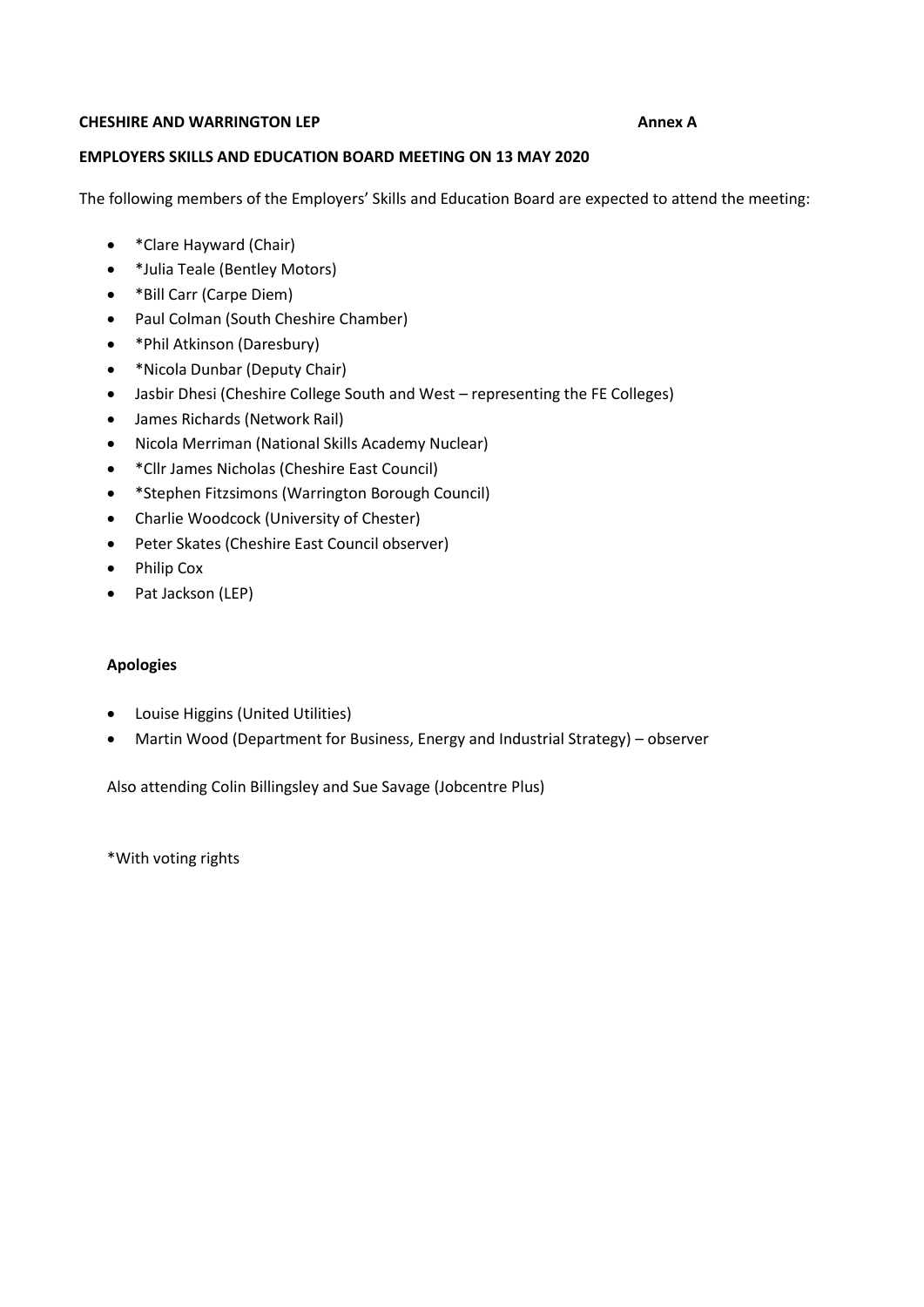**CHESHIRE AND WARRINGTON LEP** **Annex A**

**EMPLOYERS SKILLS AND EDUCATION BOARD MEETING ON 13 MAY 2020**

The following members of the Employers' Skills and Education Board are expected to attend the meeting:

- *Clare Hayward (Chair)
- *Julia Teale (Bentley Motors)
- *Bill Carr (Carpe Diem)
- Paul Colman (South Cheshire Chamber)
- *Phil Atkinson (Daresbury)
- *Nicola Dunbar (Deputy Chair)
- Jasbir Dhesi (Cheshire College South and West – representing the FE Colleges)
- James Richards (Network Rail)
- Nicola Merriman (National Skills Academy Nuclear)
- *Cllr James Nicholas (Cheshire East Council)
- *Stephen Fitzsimons (Warrington Borough Council)
- Charlie Woodcock (University of Chester)
- Peter Skates (Cheshire East Council observer)
- Philip Cox
- Pat Jackson (LEP)

**Apologies**

- Louise Higgins (United Utilities)
- Martin Wood (Department for Business, Energy and Industrial Strategy) – observer

Also attending Colin Billingsley and Sue Savage (Jobcentre Plus)

*With voting rights